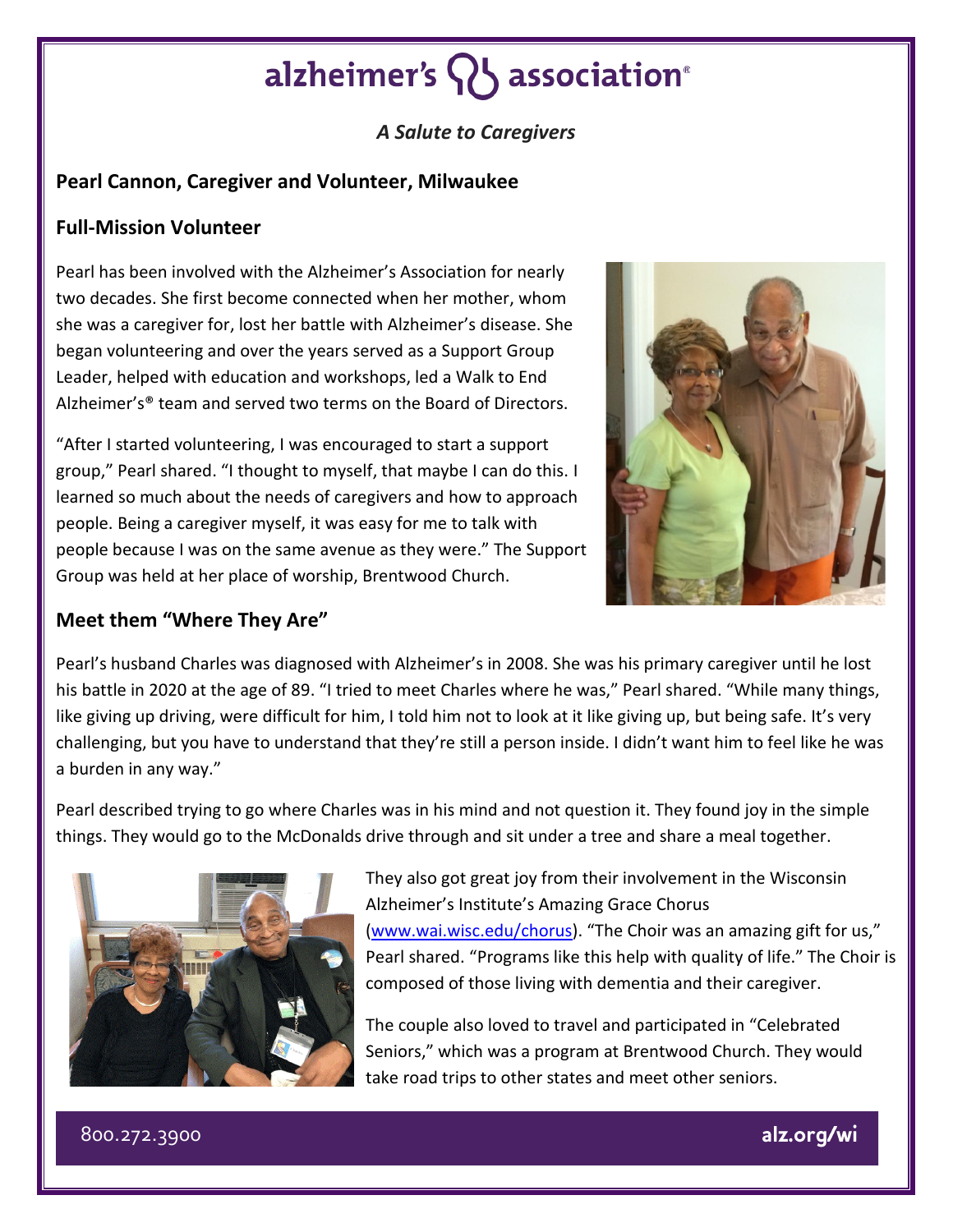# alzheimer's association®

*A Salute to Caregivers*

**Pearl Cannon, Caregiver and Volunteer, Milwaukee**

## Full-Mission Volunteer

Pearl has been involved with the Alzheimer's Association for nearly two decades. She first become connected when her mother, whom she was a caregiver for, lost her battle with Alzheimer's disease. She began volunteering and over the years served as a Support Group Leader, helped with education and workshops, led a Walk to End Alzheimer's® team and served two terms on the Board of Directors.

"After I started volunteering, I was encouraged to start a support group," Pearl shared. "I thought to myself, that maybe I can do this. I learned so much about the needs of caregivers and how to approach people. Being a caregiver myself, it was easy for me to talk with people because I was on the same avenue as they were." The Support Group was held at her place of worship, Brentwood Church.

## Meet them "Where They Are"

Pearl's husband Charles was diagnosed with Alzheimer's in 2008. She was his primary caregiver until he lost his battle in 2020 at the age of 89. "I tried to meet Charles where he was," Pearl shared. "While many things, like giving up driving, were difficult for him, I told him not to look at it like giving up, but being safe. It's very challenging, but you have to understand that they're still a person inside. I didn't want him to feel like he was a burden in any way."

Pearl described trying to go where Charles was in his mind and not question it. They found joy in the simple things. They would go to the McDonalds drive through and sit under a tree and share a meal together.

They also got great joy from their involvement in the Wisconsin Alzheimer's Institute's Amazing Grace Chorus (www.wai.wisc.edu/chorus). "The Choir was an amazing gift for us," Pearl shared. "Programs like this help with quality of life." The Choir is composed of those living with dementia and their caregiver.

The couple also loved to travel and participated in "Celebrated Seniors," which was a program at Brentwood Church. They would take road trips to other states and meet other seniors.

800.272.3900 alz.org/wi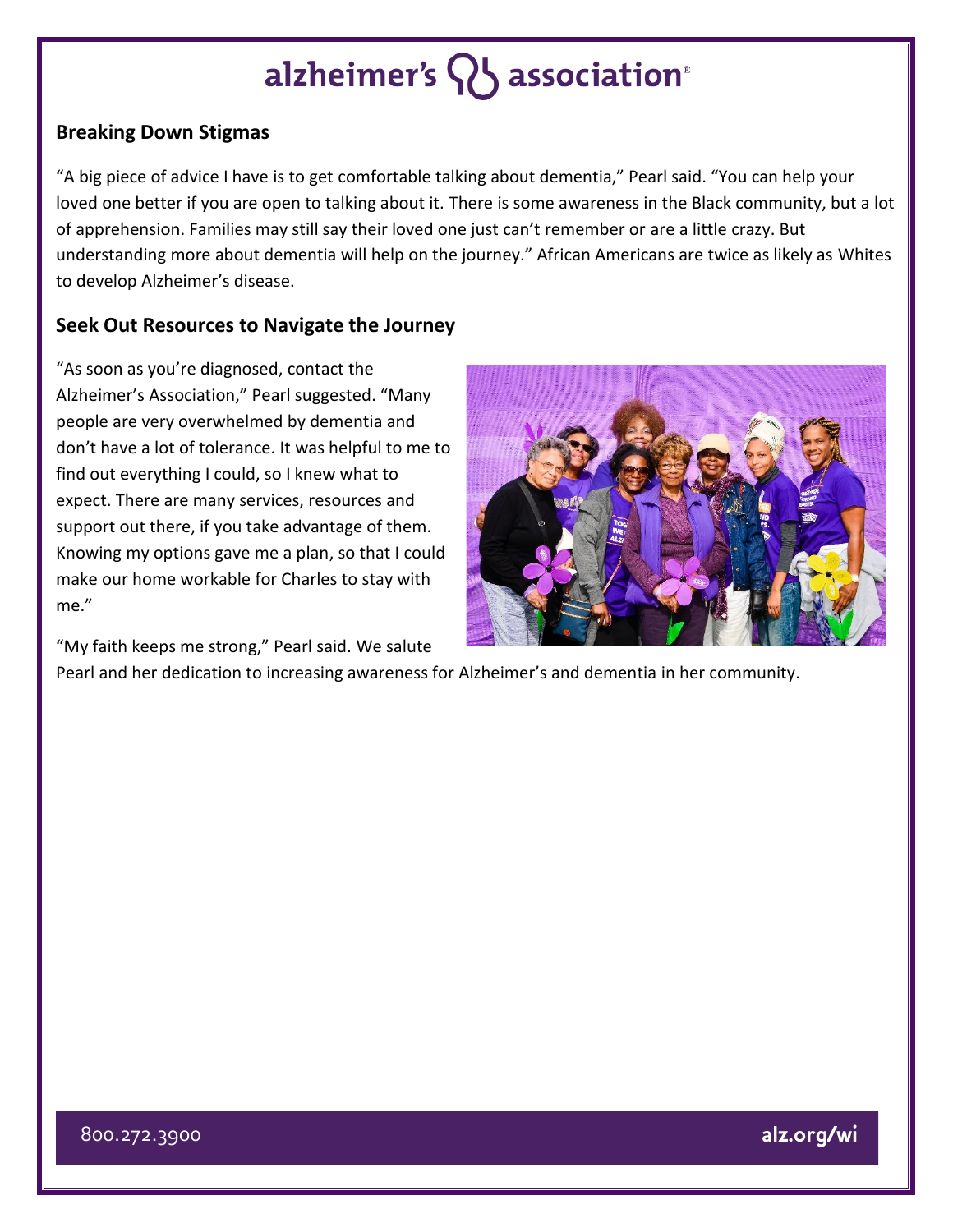## Breaking Down Stigmas

"A big piece of advice I have is to get comfortable talking about dementia," Pearl said. "You can help your loved one better if you are open to talking about it. There is some awareness in the Black community, but a lot of apprehension. Families may still say their loved one just can't remember or are a little crazy. But understanding more about dementia will help on the journey." African Americans are twice as likely as Whites to develop Alzheimer's disease.

## Seek Out Resources to Navigate the Journey

"As soon as you're diagnosed, contact the Alzheimer's Association," Pearl suggested. "Many people are very overwhelmed by dementia and don't have a lot of tolerance. It was helpful to me to find out everything I could, so I knew what to expect. There are many services, resources and support out there, if you take advantage of them. Knowing my options gave me a plan, so that I could make our home workable for Charles to stay with me."

"My faith keeps me strong," Pearl said. We salute Pearl and her dedication to increasing awareness for Alzheimer's and dementia in her community.